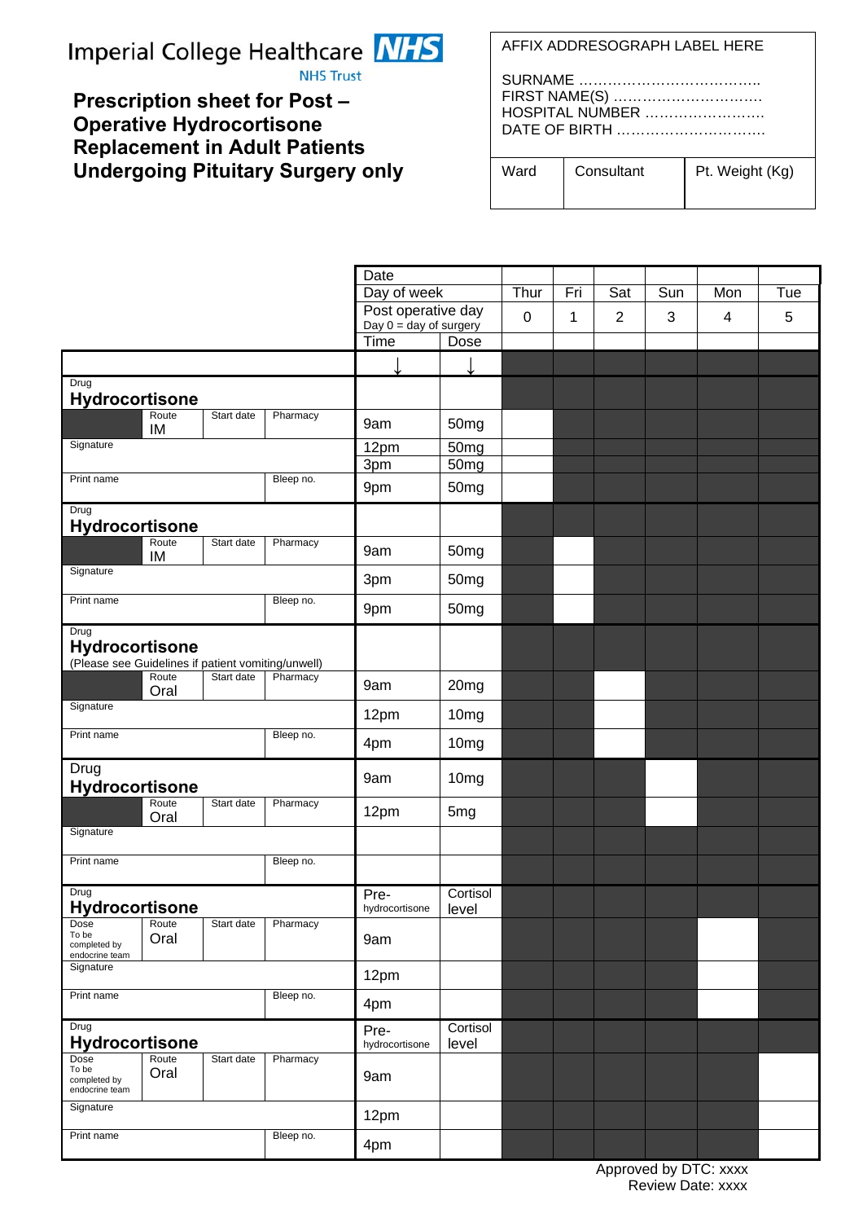Imperial College Healthcare NHS Trust

# Prescription sheet for Post – Operative Hydrocortisone Replacement in Adult Patients Undergoing Pituitary Surgery only

AFFIX ADDRESOGRAPH LABEL HERE

SURNAME ………………………………..
FIRST NAME(S) ……………………………
HOSPITAL NUMBER ……………………..
DATE OF BIRTH …………………………..

| Ward | Consultant | Pt. Weight (Kg) |
|---|---|---|
| | | |

| | Date | | | | | | | |
|---|---|---|---|---|---|---|---|---|
| | Day of week | | Thur | Fri | Sat | Sun | Mon | Tue |
| | Post operative day (Day 0 = day of surgery) | | 0 | 1 | 2 | 3 | 4 | 5 |
| | Time | Dose | | | | | | |
| | ↓ | ↓ | | | | | | |
| Drug: **Hydrocortisone**; Route: IM; Start date; Pharmacy; Signature; Print name; Bleep no. | 9am | 50mg | | | | | | |
| | 12pm | 50mg | | | | | | |
| | 3pm | 50mg | | | | | | |
| | 9pm | 50mg | | | | | | |
| Drug: **Hydrocortisone**; Route: IM; Start date; Pharmacy; Signature; Print name; Bleep no. | 9am | 50mg | | | | | | |
| | 3pm | 50mg | | | | | | |
| | 9pm | 50mg | | | | | | |
| Drug: **Hydrocortisone** (Please see Guidelines if patient vomiting/unwell); Route: Oral; Start date; Pharmacy; Signature; Print name; Bleep no. | 9am | 20mg | | | | | | |
| | 12pm | 10mg | | | | | | |
| | 4pm | 10mg | | | | | | |
| Drug: **Hydrocortisone**; Route: Oral; Start date; Pharmacy; Signature; Print name; Bleep no. | 9am | 10mg | | | | | | |
| | 12pm | 5mg | | | | | | |
| Drug: **Hydrocortisone**; Dose: To be completed by endocrine team; Route: Oral; Start date; Pharmacy; Signature; Print name; Bleep no. | Pre-hydrocortisone | Cortisol level | | | | | | |
| | 9am | | | | | | | |
| | 12pm | | | | | | | |
| | 4pm | | | | | | | |
| Drug: **Hydrocortisone**; Dose: To be completed by endocrine team; Route: Oral; Start date; Pharmacy; Signature; Print name; Bleep no. | Pre-hydrocortisone | Cortisol level | | | | | | |
| | 9am | | | | | | | |
| | 12pm | | | | | | | |
| | 4pm | | | | | | | |

Approved by DTC: xxxx
Review Date: xxxx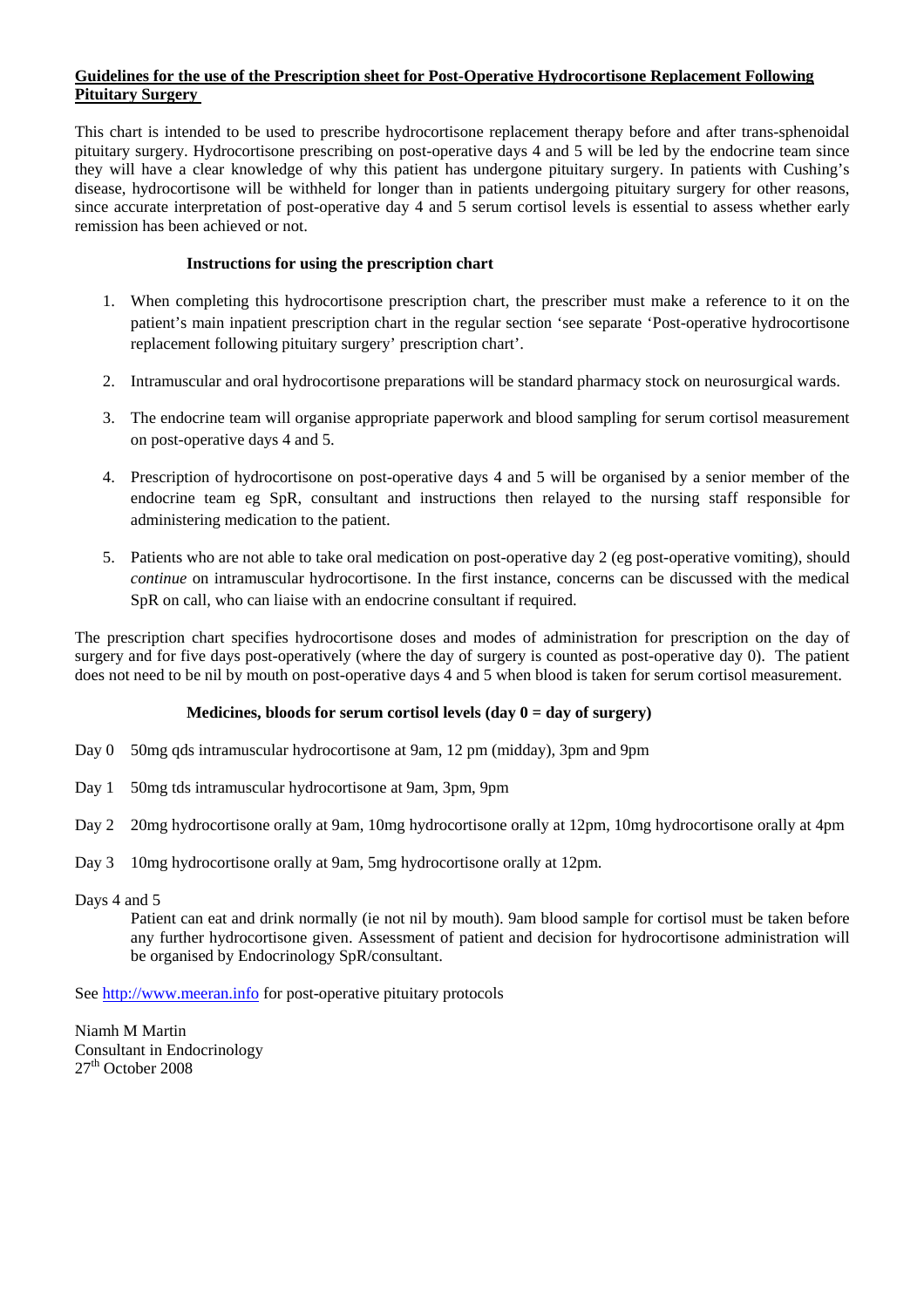**Guidelines for the use of the Prescription sheet for Post-Operative Hydrocortisone Replacement Following Pituitary Surgery**

This chart is intended to be used to prescribe hydrocortisone replacement therapy before and after trans-sphenoidal pituitary surgery. Hydrocortisone prescribing on post-operative days 4 and 5 will be led by the endocrine team since they will have a clear knowledge of why this patient has undergone pituitary surgery. In patients with Cushing's disease, hydrocortisone will be withheld for longer than in patients undergoing pituitary surgery for other reasons, since accurate interpretation of post-operative day 4 and 5 serum cortisol levels is essential to assess whether early remission has been achieved or not.

**Instructions for using the prescription chart**

1. When completing this hydrocortisone prescription chart, the prescriber must make a reference to it on the patient's main inpatient prescription chart in the regular section 'see separate 'Post-operative hydrocortisone replacement following pituitary surgery' prescription chart'.
2. Intramuscular and oral hydrocortisone preparations will be standard pharmacy stock on neurosurgical wards.
3. The endocrine team will organise appropriate paperwork and blood sampling for serum cortisol measurement on post-operative days 4 and 5.
4. Prescription of hydrocortisone on post-operative days 4 and 5 will be organised by a senior member of the endocrine team eg SpR, consultant and instructions then relayed to the nursing staff responsible for administering medication to the patient.
5. Patients who are not able to take oral medication on post-operative day 2 (eg post-operative vomiting), should *continue* on intramuscular hydrocortisone. In the first instance, concerns can be discussed with the medical SpR on call, who can liaise with an endocrine consultant if required.

The prescription chart specifies hydrocortisone doses and modes of administration for prescription on the day of surgery and for five days post-operatively (where the day of surgery is counted as post-operative day 0). The patient does not need to be nil by mouth on post-operative days 4 and 5 when blood is taken for serum cortisol measurement.

**Medicines, bloods for serum cortisol levels (day 0 = day of surgery)**

Day 0 50mg qds intramuscular hydrocortisone at 9am, 12 pm (midday), 3pm and 9pm

Day 1 50mg tds intramuscular hydrocortisone at 9am, 3pm, 9pm

Day 2 20mg hydrocortisone orally at 9am, 10mg hydrocortisone orally at 12pm, 10mg hydrocortisone orally at 4pm

Day 3 10mg hydrocortisone orally at 9am, 5mg hydrocortisone orally at 12pm.

Days 4 and 5

Patient can eat and drink normally (ie not nil by mouth). 9am blood sample for cortisol must be taken before any further hydrocortisone given. Assessment of patient and decision for hydrocortisone administration will be organised by Endocrinology SpR/consultant.

See [http://www.meeran.info](http://www.meeran.info) for post-operative pituitary protocols

Niamh M Martin
Consultant in Endocrinology
27th October 2008